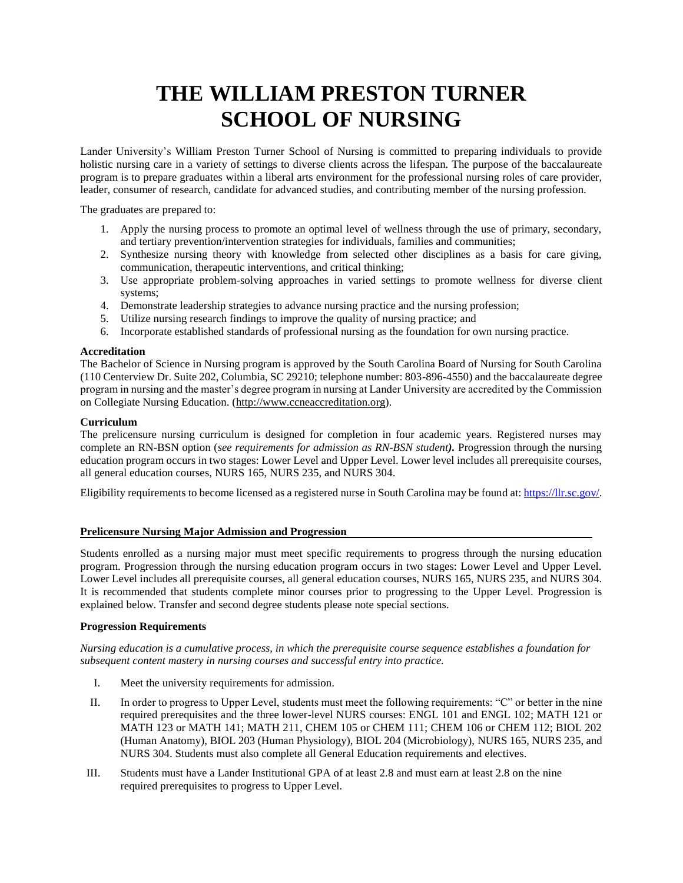# THE WILLIAM PRESTON TURNER SCHOOL OF NURSING

Lander University's William Preston Turner School of Nursing is committed to preparing individuals to provide holistic nursing care in a variety of settings to diverse clients across the lifespan. The purpose of the baccalaureate program is to prepare graduates within a liberal arts environment for the professional nursing roles of care provider, leader, consumer of research, candidate for advanced studies, and contributing member of the nursing profession.

The graduates are prepared to:

1. Apply the nursing process to promote an optimal level of wellness through the use of primary, secondary, and tertiary prevention/intervention strategies for individuals, families and communities;
2. Synthesize nursing theory with knowledge from selected other disciplines as a basis for care giving, communication, therapeutic interventions, and critical thinking;
3. Use appropriate problem-solving approaches in varied settings to promote wellness for diverse client systems;
4. Demonstrate leadership strategies to advance nursing practice and the nursing profession;
5. Utilize nursing research findings to improve the quality of nursing practice; and
6. Incorporate established standards of professional nursing as the foundation for own nursing practice.

**Accreditation**
The Bachelor of Science in Nursing program is approved by the South Carolina Board of Nursing for South Carolina (110 Centerview Dr. Suite 202, Columbia, SC 29210; telephone number: 803-896-4550) and the baccalaureate degree program in nursing and the master's degree program in nursing at Lander University are accredited by the Commission on Collegiate Nursing Education. (http://www.ccneaccreditation.org).

**Curriculum**
The prelicensure nursing curriculum is designed for completion in four academic years. Registered nurses may complete an RN-BSN option (*see requirements for admission as RN-BSN student***).** Progression through the nursing education program occurs in two stages: Lower Level and Upper Level. Lower level includes all prerequisite courses, all general education courses, NURS 165, NURS 235, and NURS 304.

Eligibility requirements to become licensed as a registered nurse in South Carolina may be found at: https://llr.sc.gov/.

**Prelicensure Nursing Major Admission and Progression**

Students enrolled as a nursing major must meet specific requirements to progress through the nursing education program. Progression through the nursing education program occurs in two stages: Lower Level and Upper Level. Lower Level includes all prerequisite courses, all general education courses, NURS 165, NURS 235, and NURS 304. It is recommended that students complete minor courses prior to progressing to the Upper Level. Progression is explained below. Transfer and second degree students please note special sections.

**Progression Requirements**

*Nursing education is a cumulative process, in which the prerequisite course sequence establishes a foundation for subsequent content mastery in nursing courses and successful entry into practice.*

I. Meet the university requirements for admission.

II. In order to progress to Upper Level, students must meet the following requirements: "C" or better in the nine required prerequisites and the three lower-level NURS courses: ENGL 101 and ENGL 102; MATH 121 or MATH 123 or MATH 141; MATH 211, CHEM 105 or CHEM 111; CHEM 106 or CHEM 112; BIOL 202 (Human Anatomy), BIOL 203 (Human Physiology), BIOL 204 (Microbiology), NURS 165, NURS 235, and NURS 304. Students must also complete all General Education requirements and electives.

III. Students must have a Lander Institutional GPA of at least 2.8 and must earn at least 2.8 on the nine required prerequisites to progress to Upper Level.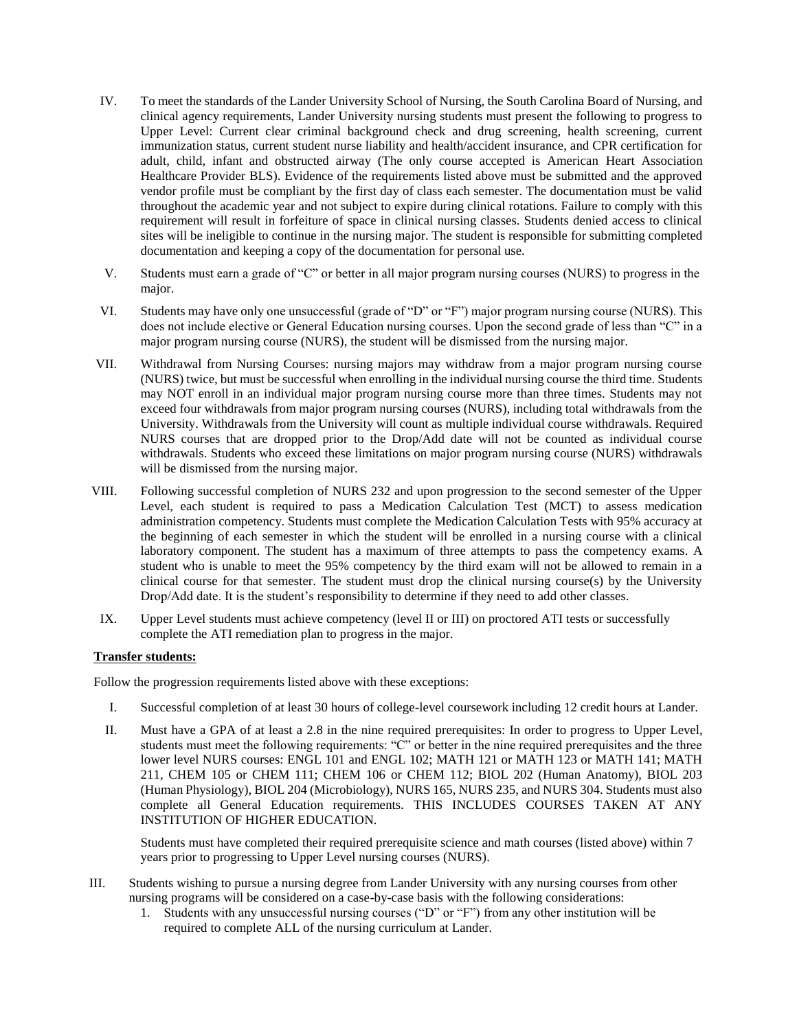IV. To meet the standards of the Lander University School of Nursing, the South Carolina Board of Nursing, and clinical agency requirements, Lander University nursing students must present the following to progress to Upper Level: Current clear criminal background check and drug screening, health screening, current immunization status, current student nurse liability and health/accident insurance, and CPR certification for adult, child, infant and obstructed airway (The only course accepted is American Heart Association Healthcare Provider BLS). Evidence of the requirements listed above must be submitted and the approved vendor profile must be compliant by the first day of class each semester. The documentation must be valid throughout the academic year and not subject to expire during clinical rotations. Failure to comply with this requirement will result in forfeiture of space in clinical nursing classes. Students denied access to clinical sites will be ineligible to continue in the nursing major. The student is responsible for submitting completed documentation and keeping a copy of the documentation for personal use.

V. Students must earn a grade of "C" or better in all major program nursing courses (NURS) to progress in the major.

VI. Students may have only one unsuccessful (grade of "D" or "F") major program nursing course (NURS). This does not include elective or General Education nursing courses. Upon the second grade of less than "C" in a major program nursing course (NURS), the student will be dismissed from the nursing major.

VII. Withdrawal from Nursing Courses: nursing majors may withdraw from a major program nursing course (NURS) twice, but must be successful when enrolling in the individual nursing course the third time. Students may NOT enroll in an individual major program nursing course more than three times. Students may not exceed four withdrawals from major program nursing courses (NURS), including total withdrawals from the University. Withdrawals from the University will count as multiple individual course withdrawals. Required NURS courses that are dropped prior to the Drop/Add date will not be counted as individual course withdrawals. Students who exceed these limitations on major program nursing course (NURS) withdrawals will be dismissed from the nursing major.

VIII. Following successful completion of NURS 232 and upon progression to the second semester of the Upper Level, each student is required to pass a Medication Calculation Test (MCT) to assess medication administration competency. Students must complete the Medication Calculation Tests with 95% accuracy at the beginning of each semester in which the student will be enrolled in a nursing course with a clinical laboratory component. The student has a maximum of three attempts to pass the competency exams. A student who is unable to meet the 95% competency by the third exam will not be allowed to remain in a clinical course for that semester. The student must drop the clinical nursing course(s) by the University Drop/Add date. It is the student's responsibility to determine if they need to add other classes.

IX. Upper Level students must achieve competency (level II or III) on proctored ATI tests or successfully complete the ATI remediation plan to progress in the major.

**Transfer students:**

Follow the progression requirements listed above with these exceptions:

I. Successful completion of at least 30 hours of college-level coursework including 12 credit hours at Lander.

II. Must have a GPA of at least a 2.8 in the nine required prerequisites: In order to progress to Upper Level, students must meet the following requirements: "C" or better in the nine required prerequisites and the three lower level NURS courses: ENGL 101 and ENGL 102; MATH 121 or MATH 123 or MATH 141; MATH 211, CHEM 105 or CHEM 111; CHEM 106 or CHEM 112; BIOL 202 (Human Anatomy), BIOL 203 (Human Physiology), BIOL 204 (Microbiology), NURS 165, NURS 235, and NURS 304. Students must also complete all General Education requirements. THIS INCLUDES COURSES TAKEN AT ANY INSTITUTION OF HIGHER EDUCATION.

Students must have completed their required prerequisite science and math courses (listed above) within 7 years prior to progressing to Upper Level nursing courses (NURS).

III. Students wishing to pursue a nursing degree from Lander University with any nursing courses from other nursing programs will be considered on a case-by-case basis with the following considerations:

1. Students with any unsuccessful nursing courses ("D" or "F") from any other institution will be required to complete ALL of the nursing curriculum at Lander.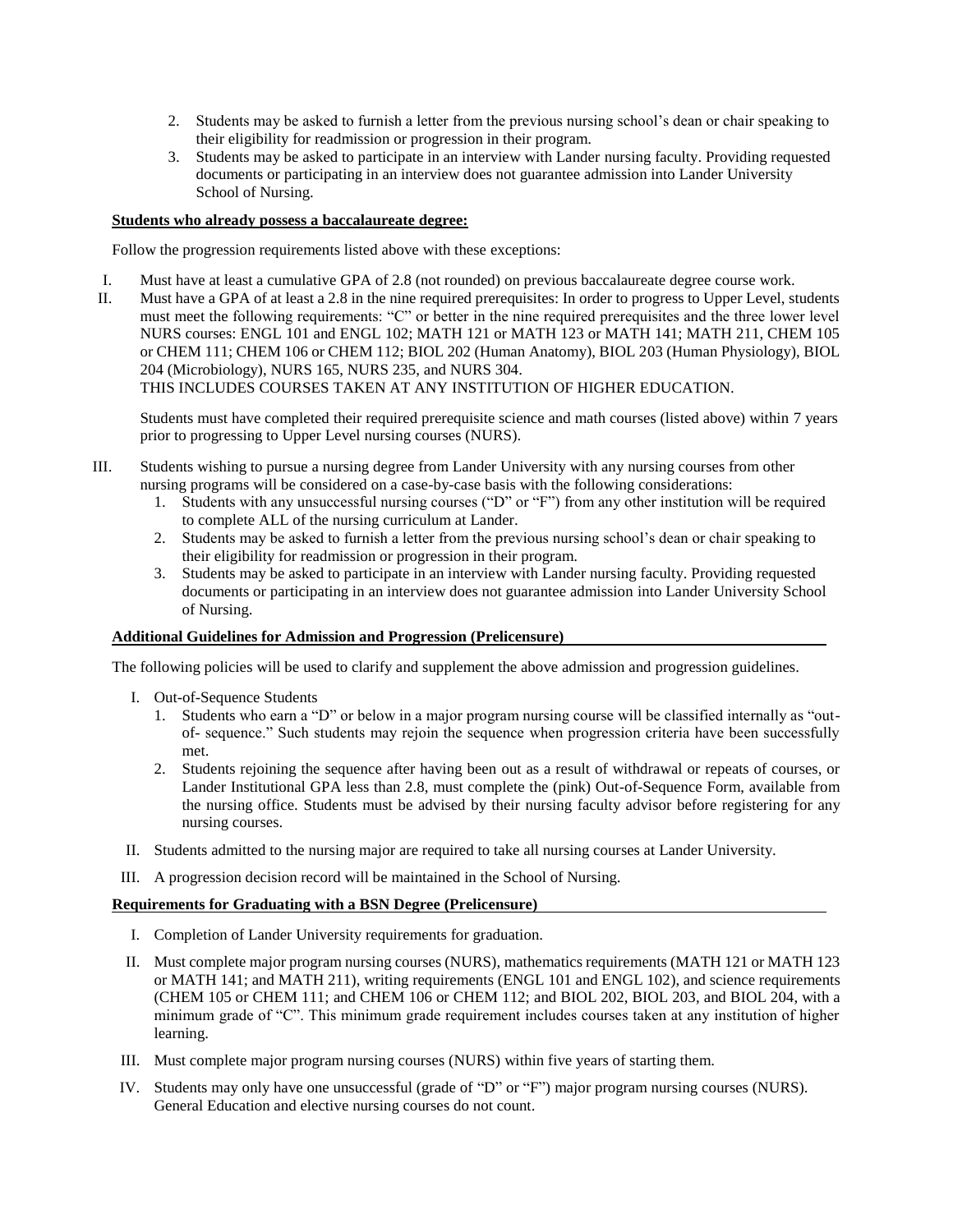2. Students may be asked to furnish a letter from the previous nursing school's dean or chair speaking to their eligibility for readmission or progression in their program.
3. Students may be asked to participate in an interview with Lander nursing faculty. Providing requested documents or participating in an interview does not guarantee admission into Lander University School of Nursing.

**Students who already possess a baccalaureate degree:**

Follow the progression requirements listed above with these exceptions:

I. Must have at least a cumulative GPA of 2.8 (not rounded) on previous baccalaureate degree course work.

II. Must have a GPA of at least a 2.8 in the nine required prerequisites: In order to progress to Upper Level, students must meet the following requirements: "C" or better in the nine required prerequisites and the three lower level NURS courses: ENGL 101 and ENGL 102; MATH 121 or MATH 123 or MATH 141; MATH 211, CHEM 105 or CHEM 111; CHEM 106 or CHEM 112; BIOL 202 (Human Anatomy), BIOL 203 (Human Physiology), BIOL 204 (Microbiology), NURS 165, NURS 235, and NURS 304.
THIS INCLUDES COURSES TAKEN AT ANY INSTITUTION OF HIGHER EDUCATION.

Students must have completed their required prerequisite science and math courses (listed above) within 7 years prior to progressing to Upper Level nursing courses (NURS).

III. Students wishing to pursue a nursing degree from Lander University with any nursing courses from other nursing programs will be considered on a case-by-case basis with the following considerations:
1. Students with any unsuccessful nursing courses ("D" or "F") from any other institution will be required to complete ALL of the nursing curriculum at Lander.
2. Students may be asked to furnish a letter from the previous nursing school's dean or chair speaking to their eligibility for readmission or progression in their program.
3. Students may be asked to participate in an interview with Lander nursing faculty. Providing requested documents or participating in an interview does not guarantee admission into Lander University School of Nursing.

**Additional Guidelines for Admission and Progression (Prelicensure)**

The following policies will be used to clarify and supplement the above admission and progression guidelines.

I. Out-of-Sequence Students
1. Students who earn a "D" or below in a major program nursing course will be classified internally as "out-of- sequence." Such students may rejoin the sequence when progression criteria have been successfully met.
2. Students rejoining the sequence after having been out as a result of withdrawal or repeats of courses, or Lander Institutional GPA less than 2.8, must complete the (pink) Out-of-Sequence Form, available from the nursing office. Students must be advised by their nursing faculty advisor before registering for any nursing courses.

II. Students admitted to the nursing major are required to take all nursing courses at Lander University.

III. A progression decision record will be maintained in the School of Nursing.

**Requirements for Graduating with a BSN Degree (Prelicensure)**

I. Completion of Lander University requirements for graduation.

II. Must complete major program nursing courses (NURS), mathematics requirements (MATH 121 or MATH 123 or MATH 141; and MATH 211), writing requirements (ENGL 101 and ENGL 102), and science requirements (CHEM 105 or CHEM 111; and CHEM 106 or CHEM 112; and BIOL 202, BIOL 203, and BIOL 204, with a minimum grade of "C". This minimum grade requirement includes courses taken at any institution of higher learning.

III. Must complete major program nursing courses (NURS) within five years of starting them.

IV. Students may only have one unsuccessful (grade of "D" or "F") major program nursing courses (NURS). General Education and elective nursing courses do not count.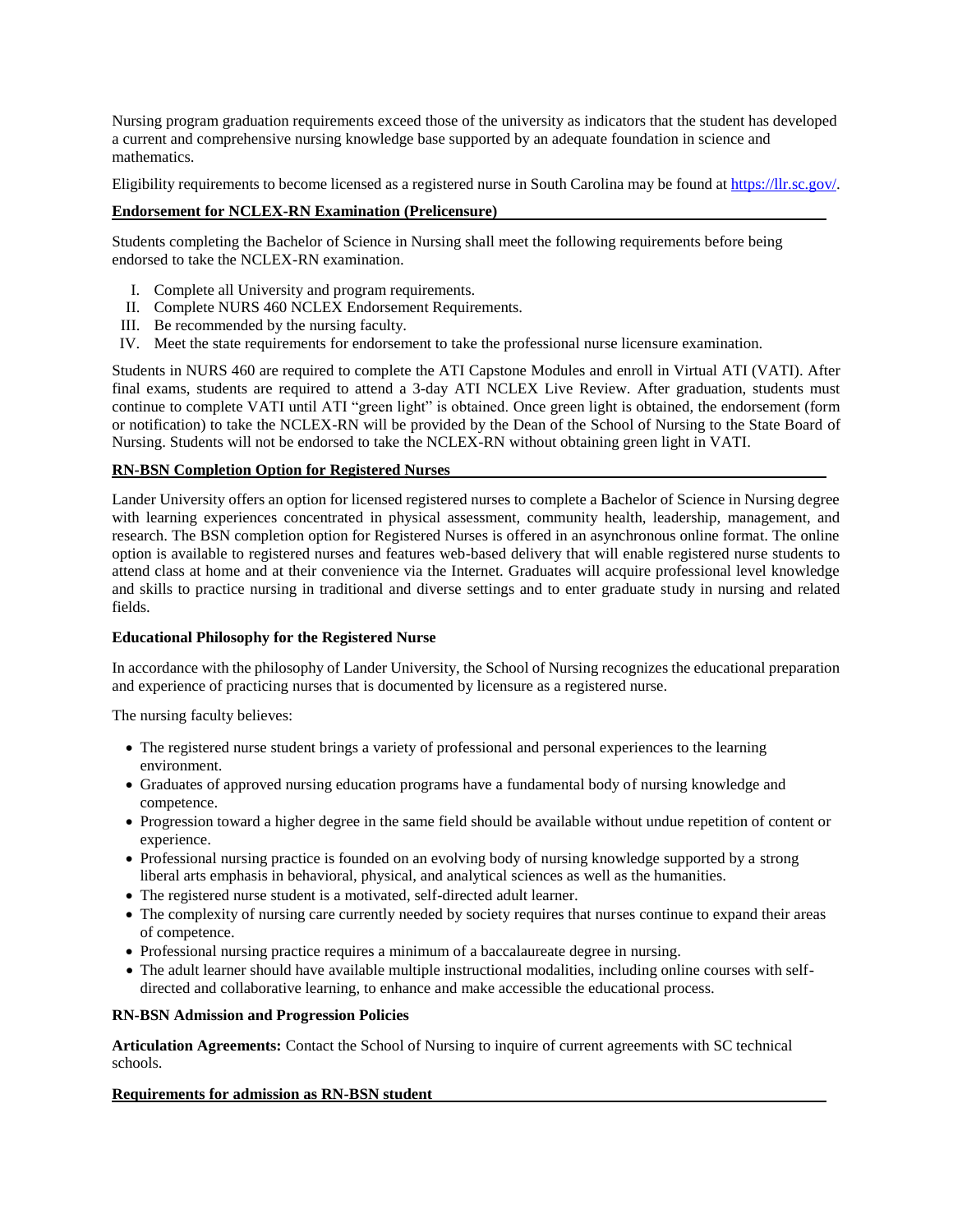Nursing program graduation requirements exceed those of the university as indicators that the student has developed a current and comprehensive nursing knowledge base supported by an adequate foundation in science and mathematics.

Eligibility requirements to become licensed as a registered nurse in South Carolina may be found at https://llr.sc.gov/.

**Endorsement for NCLEX-RN Examination (Prelicensure)**

Students completing the Bachelor of Science in Nursing shall meet the following requirements before being endorsed to take the NCLEX-RN examination.

I. Complete all University and program requirements.
II. Complete NURS 460 NCLEX Endorsement Requirements.
III. Be recommended by the nursing faculty.
IV. Meet the state requirements for endorsement to take the professional nurse licensure examination.

Students in NURS 460 are required to complete the ATI Capstone Modules and enroll in Virtual ATI (VATI). After final exams, students are required to attend a 3-day ATI NCLEX Live Review. After graduation, students must continue to complete VATI until ATI "green light" is obtained. Once green light is obtained, the endorsement (form or notification) to take the NCLEX-RN will be provided by the Dean of the School of Nursing to the State Board of Nursing. Students will not be endorsed to take the NCLEX-RN without obtaining green light in VATI.

**RN-BSN Completion Option for Registered Nurses**

Lander University offers an option for licensed registered nurses to complete a Bachelor of Science in Nursing degree with learning experiences concentrated in physical assessment, community health, leadership, management, and research. The BSN completion option for Registered Nurses is offered in an asynchronous online format. The online option is available to registered nurses and features web-based delivery that will enable registered nurse students to attend class at home and at their convenience via the Internet. Graduates will acquire professional level knowledge and skills to practice nursing in traditional and diverse settings and to enter graduate study in nursing and related fields.

**Educational Philosophy for the Registered Nurse**

In accordance with the philosophy of Lander University, the School of Nursing recognizes the educational preparation and experience of practicing nurses that is documented by licensure as a registered nurse.

The nursing faculty believes:

- The registered nurse student brings a variety of professional and personal experiences to the learning environment.
- Graduates of approved nursing education programs have a fundamental body of nursing knowledge and competence.
- Progression toward a higher degree in the same field should be available without undue repetition of content or experience.
- Professional nursing practice is founded on an evolving body of nursing knowledge supported by a strong liberal arts emphasis in behavioral, physical, and analytical sciences as well as the humanities.
- The registered nurse student is a motivated, self-directed adult learner.
- The complexity of nursing care currently needed by society requires that nurses continue to expand their areas of competence.
- Professional nursing practice requires a minimum of a baccalaureate degree in nursing.
- The adult learner should have available multiple instructional modalities, including online courses with self-directed and collaborative learning, to enhance and make accessible the educational process.

**RN-BSN Admission and Progression Policies**

**Articulation Agreements:** Contact the School of Nursing to inquire of current agreements with SC technical schools.

**Requirements for admission as RN-BSN student**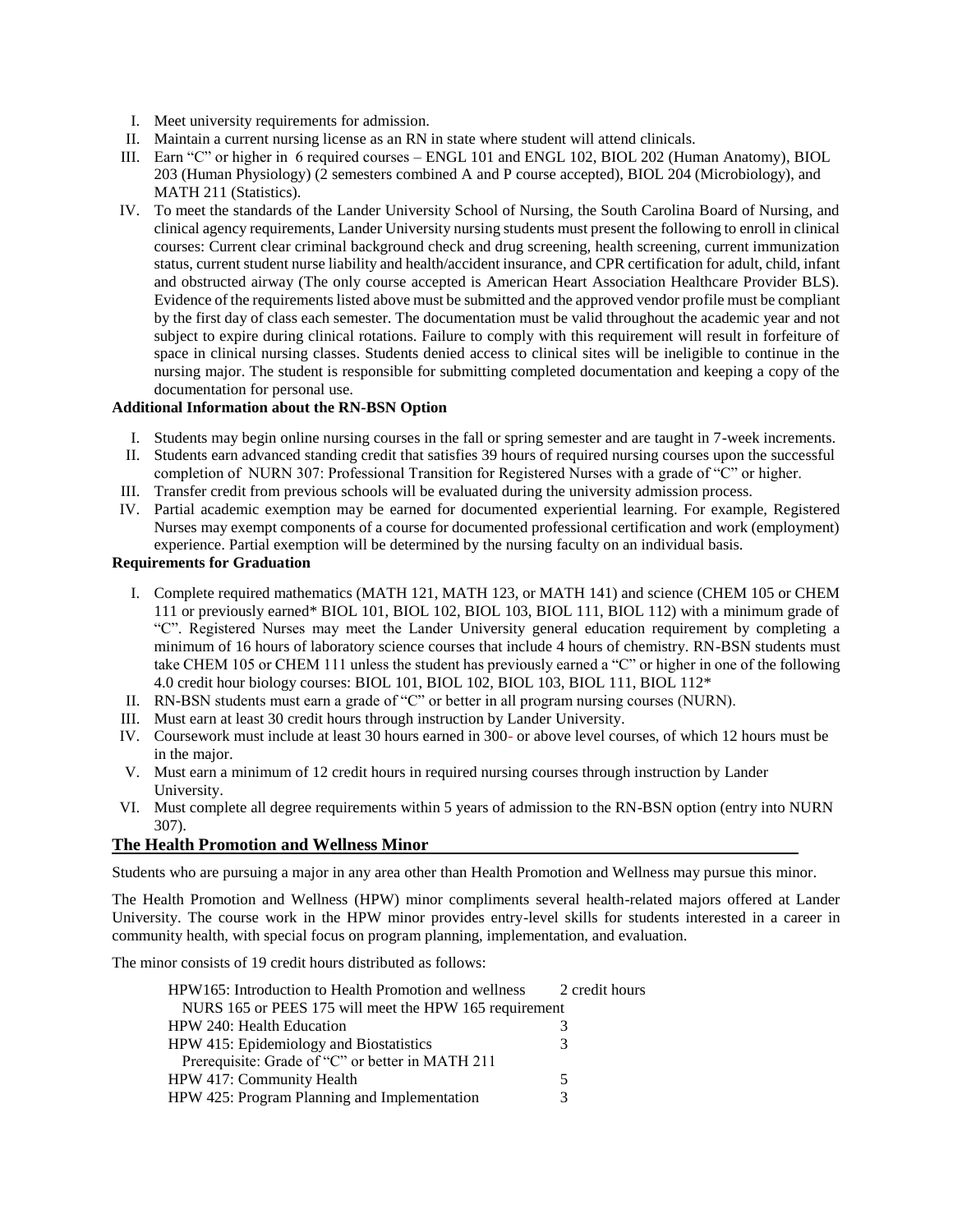I. Meet university requirements for admission.
II. Maintain a current nursing license as an RN in state where student will attend clinicals.
III. Earn "C" or higher in 6 required courses – ENGL 101 and ENGL 102, BIOL 202 (Human Anatomy), BIOL 203 (Human Physiology) (2 semesters combined A and P course accepted), BIOL 204 (Microbiology), and MATH 211 (Statistics).
IV. To meet the standards of the Lander University School of Nursing, the South Carolina Board of Nursing, and clinical agency requirements, Lander University nursing students must present the following to enroll in clinical courses: Current clear criminal background check and drug screening, health screening, current immunization status, current student nurse liability and health/accident insurance, and CPR certification for adult, child, infant and obstructed airway (The only course accepted is American Heart Association Healthcare Provider BLS). Evidence of the requirements listed above must be submitted and the approved vendor profile must be compliant by the first day of class each semester. The documentation must be valid throughout the academic year and not subject to expire during clinical rotations. Failure to comply with this requirement will result in forfeiture of space in clinical nursing classes. Students denied access to clinical sites will be ineligible to continue in the nursing major. The student is responsible for submitting completed documentation and keeping a copy of the documentation for personal use.

**Additional Information about the RN-BSN Option**

I. Students may begin online nursing courses in the fall or spring semester and are taught in 7-week increments.
II. Students earn advanced standing credit that satisfies 39 hours of required nursing courses upon the successful completion of NURN 307: Professional Transition for Registered Nurses with a grade of "C" or higher.
III. Transfer credit from previous schools will be evaluated during the university admission process.
IV. Partial academic exemption may be earned for documented experiential learning. For example, Registered Nurses may exempt components of a course for documented professional certification and work (employment) experience. Partial exemption will be determined by the nursing faculty on an individual basis.

**Requirements for Graduation**

I. Complete required mathematics (MATH 121, MATH 123, or MATH 141) and science (CHEM 105 or CHEM 111 or previously earned* BIOL 101, BIOL 102, BIOL 103, BIOL 111, BIOL 112) with a minimum grade of "C". Registered Nurses may meet the Lander University general education requirement by completing a minimum of 16 hours of laboratory science courses that include 4 hours of chemistry. RN-BSN students must take CHEM 105 or CHEM 111 unless the student has previously earned a "C" or higher in one of the following 4.0 credit hour biology courses: BIOL 101, BIOL 102, BIOL 103, BIOL 111, BIOL 112*
II. RN-BSN students must earn a grade of "C" or better in all program nursing courses (NURN).
III. Must earn at least 30 credit hours through instruction by Lander University.
IV. Coursework must include at least 30 hours earned in 300- or above level courses, of which 12 hours must be in the major.
V. Must earn a minimum of 12 credit hours in required nursing courses through instruction by Lander University.
VI. Must complete all degree requirements within 5 years of admission to the RN-BSN option (entry into NURN 307).

## The Health Promotion and Wellness Minor

Students who are pursuing a major in any area other than Health Promotion and Wellness may pursue this minor.

The Health Promotion and Wellness (HPW) minor compliments several health-related majors offered at Lander University. The course work in the HPW minor provides entry-level skills for students interested in a career in community health, with special focus on program planning, implementation, and evaluation.

The minor consists of 19 credit hours distributed as follows:

| | |
|---|---|
| HPW165: Introduction to Health Promotion and wellness | 2 credit hours |
| NURS 165 or PEES 175 will meet the HPW 165 requirement | |
| HPW 240: Health Education | 3 |
| HPW 415: Epidemiology and Biostatistics | 3 |
| Prerequisite: Grade of "C" or better in MATH 211 | |
| HPW 417: Community Health | 5 |
| HPW 425: Program Planning and Implementation | 3 |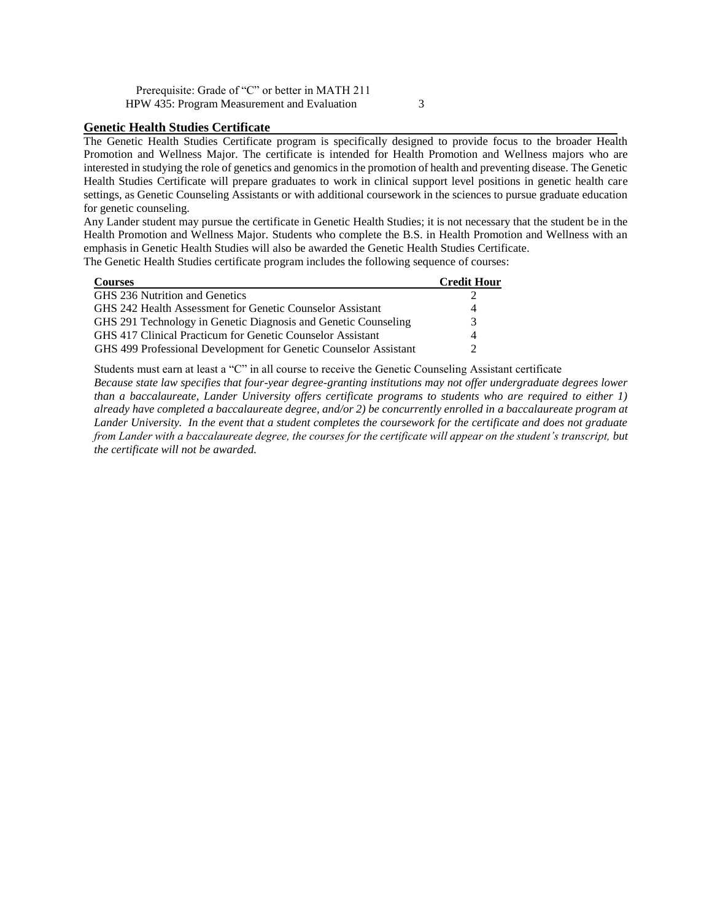Prerequisite: Grade of "C" or better in MATH 211

HPW 435: Program Measurement and Evaluation 3

## Genetic Health Studies Certificate

The Genetic Health Studies Certificate program is specifically designed to provide focus to the broader Health Promotion and Wellness Major. The certificate is intended for Health Promotion and Wellness majors who are interested in studying the role of genetics and genomics in the promotion of health and preventing disease. The Genetic Health Studies Certificate will prepare graduates to work in clinical support level positions in genetic health care settings, as Genetic Counseling Assistants or with additional coursework in the sciences to pursue graduate education for genetic counseling.

Any Lander student may pursue the certificate in Genetic Health Studies; it is not necessary that the student be in the Health Promotion and Wellness Major. Students who complete the B.S. in Health Promotion and Wellness with an emphasis in Genetic Health Studies will also be awarded the Genetic Health Studies Certificate.

The Genetic Health Studies certificate program includes the following sequence of courses:

| Courses | Credit Hour |
|---|---|
| GHS 236 Nutrition and Genetics | 2 |
| GHS 242 Health Assessment for Genetic Counselor Assistant | 4 |
| GHS 291 Technology in Genetic Diagnosis and Genetic Counseling | 3 |
| GHS 417 Clinical Practicum for Genetic Counselor Assistant | 4 |
| GHS 499 Professional Development for Genetic Counselor Assistant | 2 |

Students must earn at least a "C" in all course to receive the Genetic Counseling Assistant certificate

*Because state law specifies that four-year degree-granting institutions may not offer undergraduate degrees lower than a baccalaureate, Lander University offers certificate programs to students who are required to either 1) already have completed a baccalaureate degree, and/or 2) be concurrently enrolled in a baccalaureate program at Lander University. In the event that a student completes the coursework for the certificate and does not graduate from Lander with a baccalaureate degree, the courses for the certificate will appear on the student's transcript, but the certificate will not be awarded.*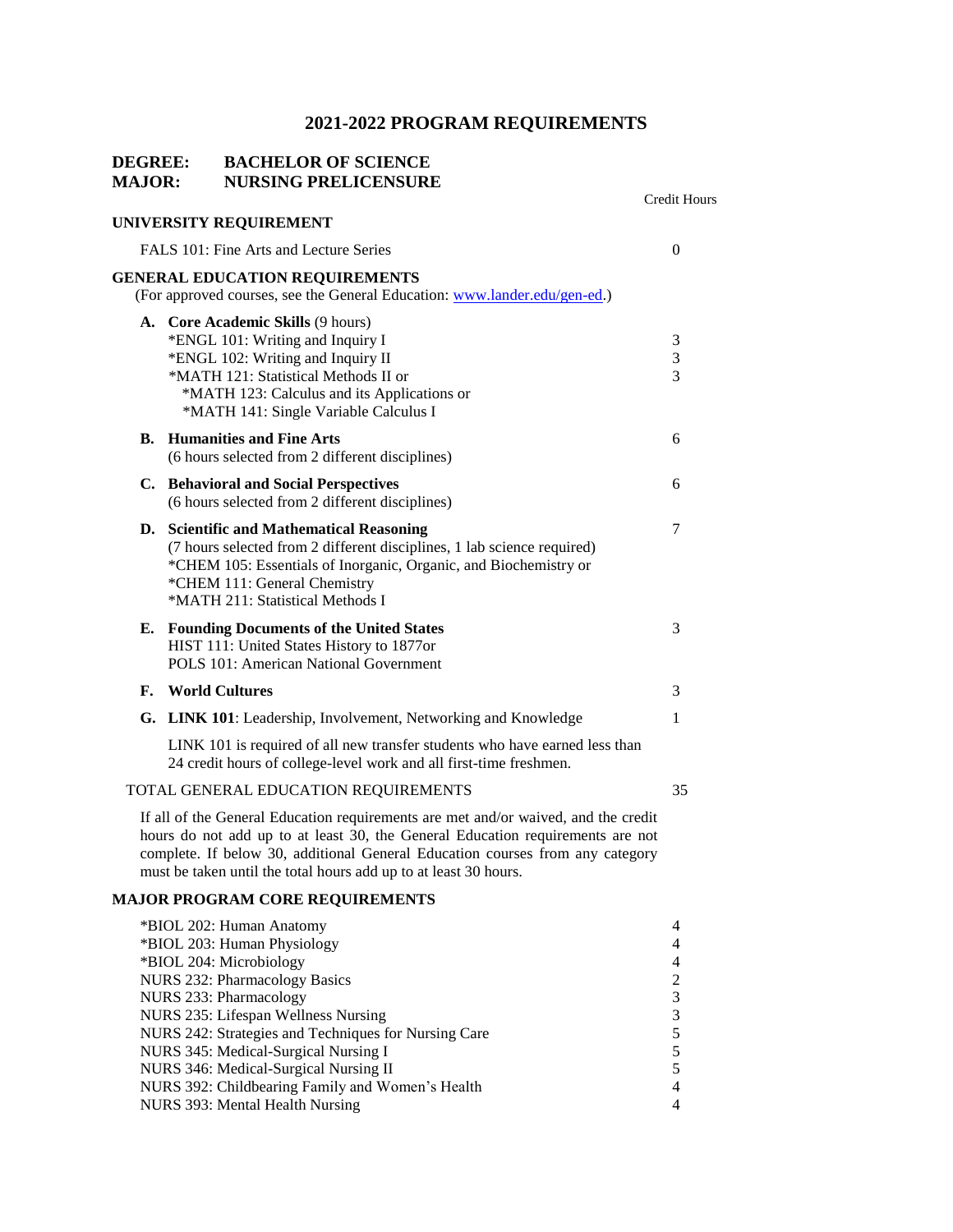# 2021-2022 PROGRAM REQUIREMENTS

**DEGREE:** **BACHELOR OF SCIENCE**
**MAJOR:** **NURSING PRELICENSURE**

| | Credit Hours |
|---|---|
| **UNIVERSITY REQUIREMENT** | |
| FALS 101: Fine Arts and Lecture Series | 0 |
| **GENERAL EDUCATION REQUIREMENTS** (For approved courses, see the General Education: [www.lander.edu/gen-ed](http://www.lander.edu/gen-ed).) | |
| **A. Core Academic Skills** (9 hours) | |
| *ENGL 101: Writing and Inquiry I | 3 |
| *ENGL 102: Writing and Inquiry II | 3 |
| *MATH 121: Statistical Methods II or *MATH 123: Calculus and its Applications or *MATH 141: Single Variable Calculus I | 3 |
| **B. Humanities and Fine Arts** (6 hours selected from 2 different disciplines) | 6 |
| **C. Behavioral and Social Perspectives** (6 hours selected from 2 different disciplines) | 6 |
| **D. Scientific and Mathematical Reasoning** (7 hours selected from 2 different disciplines, 1 lab science required) *CHEM 105: Essentials of Inorganic, Organic, and Biochemistry or *CHEM 111: General Chemistry *MATH 211: Statistical Methods I | 7 |
| **E. Founding Documents of the United States** HIST 111: United States History to 1877or POLS 101: American National Government | 3 |
| **F. World Cultures** | 3 |
| **G. LINK 101**: Leadership, Involvement, Networking and Knowledge | 1 |

LINK 101 is required of all new transfer students who have earned less than 24 credit hours of college-level work and all first-time freshmen.

| | |
|---|---|
| TOTAL GENERAL EDUCATION REQUIREMENTS | 35 |

If all of the General Education requirements are met and/or waived, and the credit hours do not add up to at least 30, the General Education requirements are not complete. If below 30, additional General Education courses from any category must be taken until the total hours add up to at least 30 hours.

**MAJOR PROGRAM CORE REQUIREMENTS**

| | |
|---|---|
| *BIOL 202: Human Anatomy | 4 |
| *BIOL 203: Human Physiology | 4 |
| *BIOL 204: Microbiology | 4 |
| NURS 232: Pharmacology Basics | 2 |
| NURS 233: Pharmacology | 3 |
| NURS 235: Lifespan Wellness Nursing | 3 |
| NURS 242: Strategies and Techniques for Nursing Care | 5 |
| NURS 345: Medical-Surgical Nursing I | 5 |
| NURS 346: Medical-Surgical Nursing II | 5 |
| NURS 392: Childbearing Family and Women's Health | 4 |
| NURS 393: Mental Health Nursing | 4 |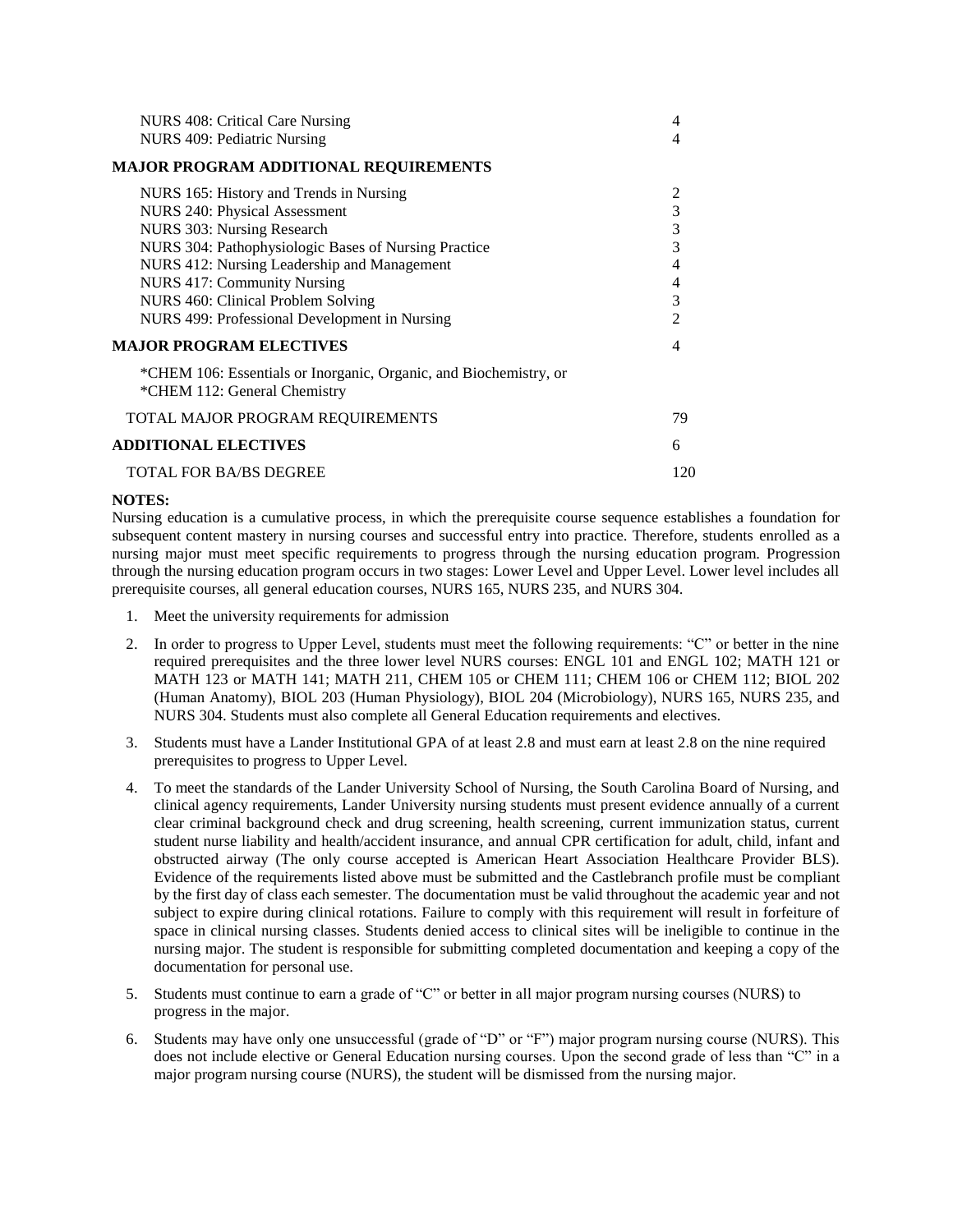| | |
|---|---|
| NURS 408: Critical Care Nursing | 4 |
| NURS 409: Pediatric Nursing | 4 |
| **MAJOR PROGRAM ADDITIONAL REQUIREMENTS** | |
| NURS 165: History and Trends in Nursing | 2 |
| NURS 240: Physical Assessment | 3 |
| NURS 303: Nursing Research | 3 |
| NURS 304: Pathophysiologic Bases of Nursing Practice | 3 |
| NURS 412: Nursing Leadership and Management | 4 |
| NURS 417: Community Nursing | 4 |
| NURS 460: Clinical Problem Solving | 3 |
| NURS 499: Professional Development in Nursing | 2 |
| **MAJOR PROGRAM ELECTIVES** | 4 |
| *CHEM 106: Essentials or Inorganic, Organic, and Biochemistry, or *CHEM 112: General Chemistry | |
| TOTAL MAJOR PROGRAM REQUIREMENTS | 79 |
| **ADDITIONAL ELECTIVES** | 6 |
| TOTAL FOR BA/BS DEGREE | 120 |

**NOTES:**

Nursing education is a cumulative process, in which the prerequisite course sequence establishes a foundation for subsequent content mastery in nursing courses and successful entry into practice. Therefore, students enrolled as a nursing major must meet specific requirements to progress through the nursing education program. Progression through the nursing education program occurs in two stages: Lower Level and Upper Level. Lower level includes all prerequisite courses, all general education courses, NURS 165, NURS 235, and NURS 304.

1. Meet the university requirements for admission
2. In order to progress to Upper Level, students must meet the following requirements: "C" or better in the nine required prerequisites and the three lower level NURS courses: ENGL 101 and ENGL 102; MATH 121 or MATH 123 or MATH 141; MATH 211, CHEM 105 or CHEM 111; CHEM 106 or CHEM 112; BIOL 202 (Human Anatomy), BIOL 203 (Human Physiology), BIOL 204 (Microbiology), NURS 165, NURS 235, and NURS 304. Students must also complete all General Education requirements and electives.
3. Students must have a Lander Institutional GPA of at least 2.8 and must earn at least 2.8 on the nine required prerequisites to progress to Upper Level.
4. To meet the standards of the Lander University School of Nursing, the South Carolina Board of Nursing, and clinical agency requirements, Lander University nursing students must present evidence annually of a current clear criminal background check and drug screening, health screening, current immunization status, current student nurse liability and health/accident insurance, and annual CPR certification for adult, child, infant and obstructed airway (The only course accepted is American Heart Association Healthcare Provider BLS). Evidence of the requirements listed above must be submitted and the Castlebranch profile must be compliant by the first day of class each semester. The documentation must be valid throughout the academic year and not subject to expire during clinical rotations. Failure to comply with this requirement will result in forfeiture of space in clinical nursing classes. Students denied access to clinical sites will be ineligible to continue in the nursing major. The student is responsible for submitting completed documentation and keeping a copy of the documentation for personal use.
5. Students must continue to earn a grade of "C" or better in all major program nursing courses (NURS) to progress in the major.
6. Students may have only one unsuccessful (grade of "D" or "F") major program nursing course (NURS). This does not include elective or General Education nursing courses. Upon the second grade of less than "C" in a major program nursing course (NURS), the student will be dismissed from the nursing major.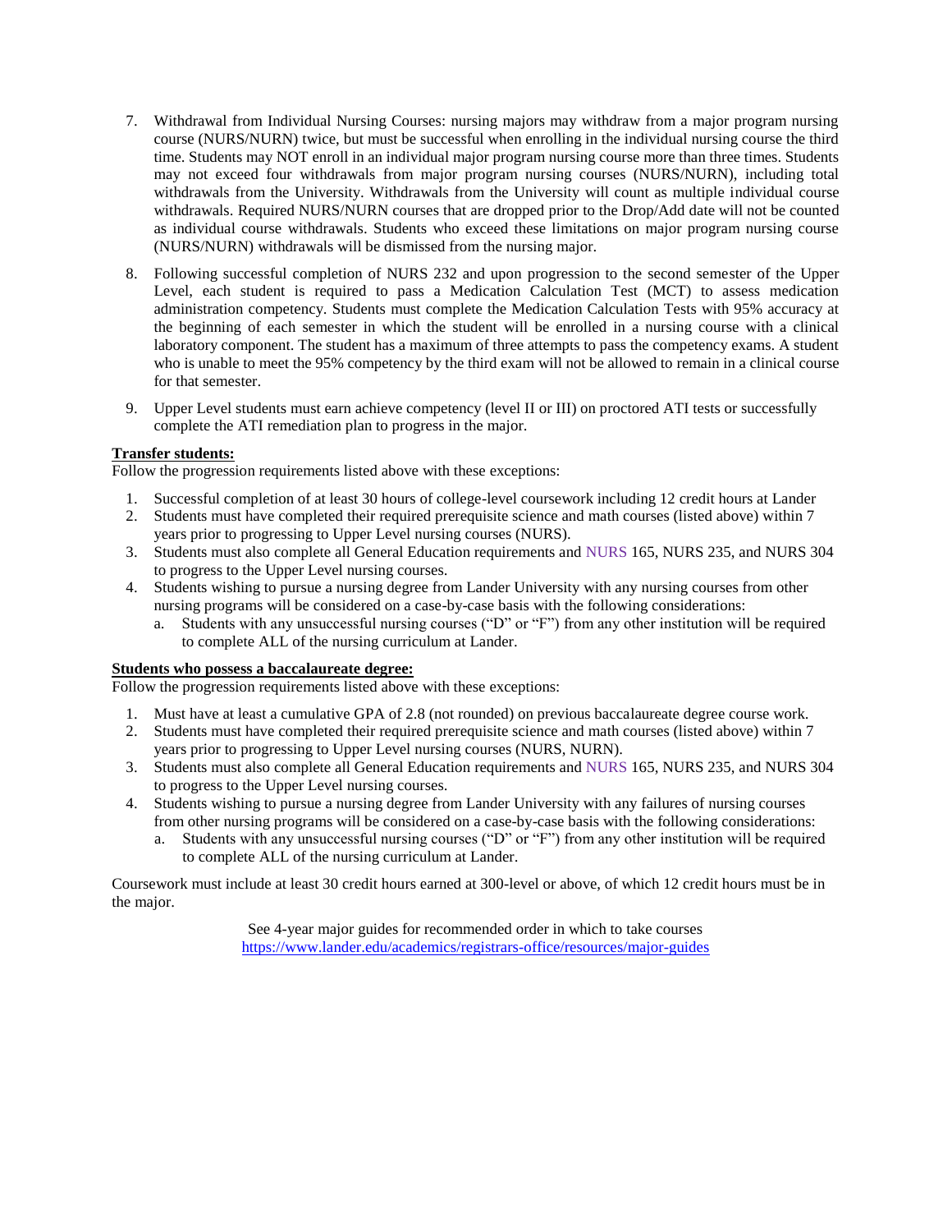7. Withdrawal from Individual Nursing Courses: nursing majors may withdraw from a major program nursing course (NURS/NURN) twice, but must be successful when enrolling in the individual nursing course the third time. Students may NOT enroll in an individual major program nursing course more than three times. Students may not exceed four withdrawals from major program nursing courses (NURS/NURN), including total withdrawals from the University. Withdrawals from the University will count as multiple individual course withdrawals. Required NURS/NURN courses that are dropped prior to the Drop/Add date will not be counted as individual course withdrawals. Students who exceed these limitations on major program nursing course (NURS/NURN) withdrawals will be dismissed from the nursing major.
8. Following successful completion of NURS 232 and upon progression to the second semester of the Upper Level, each student is required to pass a Medication Calculation Test (MCT) to assess medication administration competency. Students must complete the Medication Calculation Tests with 95% accuracy at the beginning of each semester in which the student will be enrolled in a nursing course with a clinical laboratory component. The student has a maximum of three attempts to pass the competency exams. A student who is unable to meet the 95% competency by the third exam will not be allowed to remain in a clinical course for that semester.
9. Upper Level students must earn achieve competency (level II or III) on proctored ATI tests or successfully complete the ATI remediation plan to progress in the major.

**Transfer students:**

Follow the progression requirements listed above with these exceptions:

1. Successful completion of at least 30 hours of college-level coursework including 12 credit hours at Lander
2. Students must have completed their required prerequisite science and math courses (listed above) within 7 years prior to progressing to Upper Level nursing courses (NURS).
3. Students must also complete all General Education requirements and NURS 165, NURS 235, and NURS 304 to progress to the Upper Level nursing courses.
4. Students wishing to pursue a nursing degree from Lander University with any nursing courses from other nursing programs will be considered on a case-by-case basis with the following considerations:
   a. Students with any unsuccessful nursing courses ("D" or "F") from any other institution will be required to complete ALL of the nursing curriculum at Lander.

**Students who possess a baccalaureate degree:**

Follow the progression requirements listed above with these exceptions:

1. Must have at least a cumulative GPA of 2.8 (not rounded) on previous baccalaureate degree course work.
2. Students must have completed their required prerequisite science and math courses (listed above) within 7 years prior to progressing to Upper Level nursing courses (NURS, NURN).
3. Students must also complete all General Education requirements and NURS 165, NURS 235, and NURS 304 to progress to the Upper Level nursing courses.
4. Students wishing to pursue a nursing degree from Lander University with any failures of nursing courses from other nursing programs will be considered on a case-by-case basis with the following considerations:
   a. Students with any unsuccessful nursing courses ("D" or "F") from any other institution will be required to complete ALL of the nursing curriculum at Lander.

Coursework must include at least 30 credit hours earned at 300-level or above, of which 12 credit hours must be in the major.

See 4-year major guides for recommended order in which to take courses
https://www.lander.edu/academics/registrars-office/resources/major-guides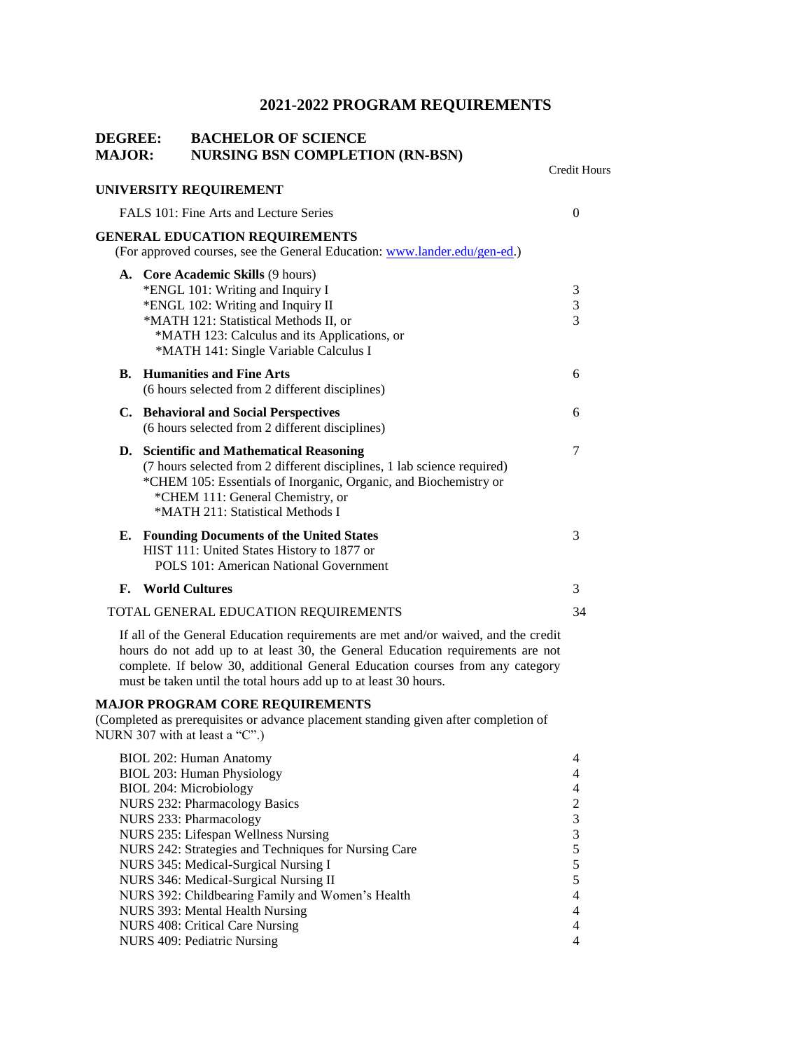# 2021-2022 PROGRAM REQUIREMENTS

**DEGREE: BACHELOR OF SCIENCE**
**MAJOR: NURSING BSN COMPLETION (RN-BSN)**

| | Credit Hours |
|---|---|
| **UNIVERSITY REQUIREMENT** | |
| FALS 101: Fine Arts and Lecture Series | 0 |
| **GENERAL EDUCATION REQUIREMENTS** (For approved courses, see the General Education: [www.lander.edu/gen-ed](www.lander.edu/gen-ed).) | |
| **A. Core Academic Skills** (9 hours) | |
| *ENGL 101: Writing and Inquiry I | 3 |
| *ENGL 102: Writing and Inquiry II | 3 |
| *MATH 121: Statistical Methods II, or *MATH 123: Calculus and its Applications, or *MATH 141: Single Variable Calculus I | 3 |
| **B. Humanities and Fine Arts** (6 hours selected from 2 different disciplines) | 6 |
| **C. Behavioral and Social Perspectives** (6 hours selected from 2 different disciplines) | 6 |
| **D. Scientific and Mathematical Reasoning** (7 hours selected from 2 different disciplines, 1 lab science required) *CHEM 105: Essentials of Inorganic, Organic, and Biochemistry or *CHEM 111: General Chemistry, or *MATH 211: Statistical Methods I | 7 |
| **E. Founding Documents of the United States** HIST 111: United States History to 1877 or POLS 101: American National Government | 3 |
| **F. World Cultures** | 3 |
| TOTAL GENERAL EDUCATION REQUIREMENTS | 34 |

If all of the General Education requirements are met and/or waived, and the credit hours do not add up to at least 30, the General Education requirements are not complete. If below 30, additional General Education courses from any category must be taken until the total hours add up to at least 30 hours.

**MAJOR PROGRAM CORE REQUIREMENTS**
(Completed as prerequisites or advance placement standing given after completion of NURN 307 with at least a "C".)

| | |
|---|---|
| BIOL 202: Human Anatomy | 4 |
| BIOL 203: Human Physiology | 4 |
| BIOL 204: Microbiology | 4 |
| NURS 232: Pharmacology Basics | 2 |
| NURS 233: Pharmacology | 3 |
| NURS 235: Lifespan Wellness Nursing | 3 |
| NURS 242: Strategies and Techniques for Nursing Care | 5 |
| NURS 345: Medical-Surgical Nursing I | 5 |
| NURS 346: Medical-Surgical Nursing II | 5 |
| NURS 392: Childbearing Family and Women's Health | 4 |
| NURS 393: Mental Health Nursing | 4 |
| NURS 408: Critical Care Nursing | 4 |
| NURS 409: Pediatric Nursing | 4 |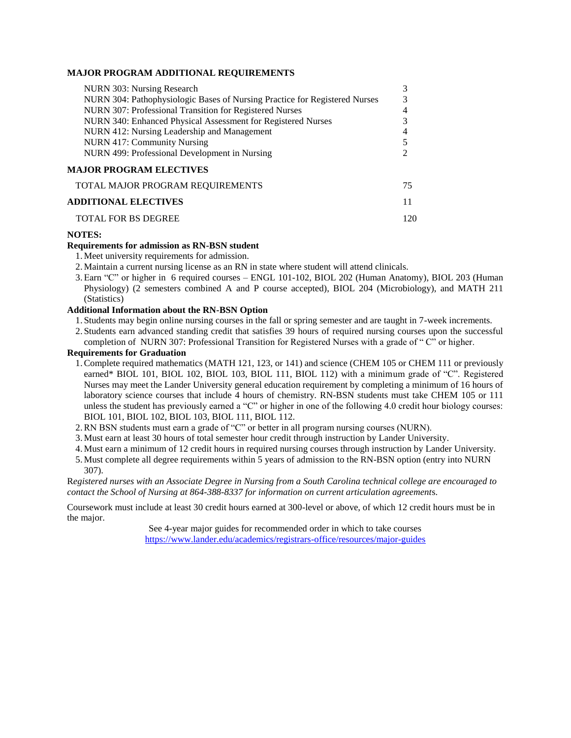### MAJOR PROGRAM ADDITIONAL REQUIREMENTS

| Course | Hours |
|---|---|
| NURN 303: Nursing Research | 3 |
| NURN 304: Pathophysiologic Bases of Nursing Practice for Registered Nurses | 3 |
| NURN 307: Professional Transition for Registered Nurses | 4 |
| NURN 340: Enhanced Physical Assessment for Registered Nurses | 3 |
| NURN 412: Nursing Leadership and Management | 4 |
| NURN 417: Community Nursing | 5 |
| NURN 499: Professional Development in Nursing | 2 |

### MAJOR PROGRAM ELECTIVES

| | |
|---|---|
| TOTAL MAJOR PROGRAM REQUIREMENTS | 75 |
| **ADDITIONAL ELECTIVES** | 11 |
| TOTAL FOR BS DEGREE | 120 |

**NOTES:**

**Requirements for admission as RN-BSN student**

1. Meet university requirements for admission.
2. Maintain a current nursing license as an RN in state where student will attend clinicals.
3. Earn "C" or higher in 6 required courses – ENGL 101-102, BIOL 202 (Human Anatomy), BIOL 203 (Human Physiology) (2 semesters combined A and P course accepted), BIOL 204 (Microbiology), and MATH 211 (Statistics)

**Additional Information about the RN-BSN Option**

1. Students may begin online nursing courses in the fall or spring semester and are taught in 7-week increments.
2. Students earn advanced standing credit that satisfies 39 hours of required nursing courses upon the successful completion of NURN 307: Professional Transition for Registered Nurses with a grade of " C" or higher.

**Requirements for Graduation**

1. Complete required mathematics (MATH 121, 123, or 141) and science (CHEM 105 or CHEM 111 or previously earned* BIOL 101, BIOL 102, BIOL 103, BIOL 111, BIOL 112) with a minimum grade of "C". Registered Nurses may meet the Lander University general education requirement by completing a minimum of 16 hours of laboratory science courses that include 4 hours of chemistry. RN-BSN students must take CHEM 105 or 111 unless the student has previously earned a "C" or higher in one of the following 4.0 credit hour biology courses: BIOL 101, BIOL 102, BIOL 103, BIOL 111, BIOL 112.
2. RN BSN students must earn a grade of "C" or better in all program nursing courses (NURN).
3. Must earn at least 30 hours of total semester hour credit through instruction by Lander University.
4. Must earn a minimum of 12 credit hours in required nursing courses through instruction by Lander University.
5. Must complete all degree requirements within 5 years of admission to the RN-BSN option (entry into NURN 307).

*Registered nurses with an Associate Degree in Nursing from a South Carolina technical college are encouraged to contact the School of Nursing at 864-388-8337 for information on current articulation agreements.*

Coursework must include at least 30 credit hours earned at 300-level or above, of which 12 credit hours must be in the major.

See 4-year major guides for recommended order in which to take courses
https://www.lander.edu/academics/registrars-office/resources/major-guides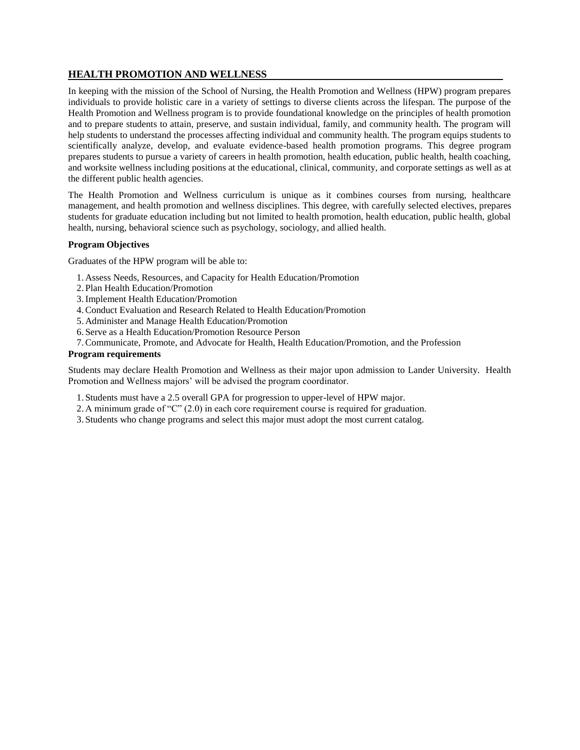## HEALTH PROMOTION AND WELLNESS

In keeping with the mission of the School of Nursing, the Health Promotion and Wellness (HPW) program prepares individuals to provide holistic care in a variety of settings to diverse clients across the lifespan. The purpose of the Health Promotion and Wellness program is to provide foundational knowledge on the principles of health promotion and to prepare students to attain, preserve, and sustain individual, family, and community health. The program will help students to understand the processes affecting individual and community health. The program equips students to scientifically analyze, develop, and evaluate evidence-based health promotion programs. This degree program prepares students to pursue a variety of careers in health promotion, health education, public health, health coaching, and worksite wellness including positions at the educational, clinical, community, and corporate settings as well as at the different public health agencies.

The Health Promotion and Wellness curriculum is unique as it combines courses from nursing, healthcare management, and health promotion and wellness disciplines. This degree, with carefully selected electives, prepares students for graduate education including but not limited to health promotion, health education, public health, global health, nursing, behavioral science such as psychology, sociology, and allied health.

**Program Objectives**

Graduates of the HPW program will be able to:

1. Assess Needs, Resources, and Capacity for Health Education/Promotion
2. Plan Health Education/Promotion
3. Implement Health Education/Promotion
4. Conduct Evaluation and Research Related to Health Education/Promotion
5. Administer and Manage Health Education/Promotion
6. Serve as a Health Education/Promotion Resource Person
7. Communicate, Promote, and Advocate for Health, Health Education/Promotion, and the Profession

**Program requirements**

Students may declare Health Promotion and Wellness as their major upon admission to Lander University. Health Promotion and Wellness majors' will be advised the program coordinator.

1. Students must have a 2.5 overall GPA for progression to upper-level of HPW major.
2. A minimum grade of "C" (2.0) in each core requirement course is required for graduation.
3. Students who change programs and select this major must adopt the most current catalog.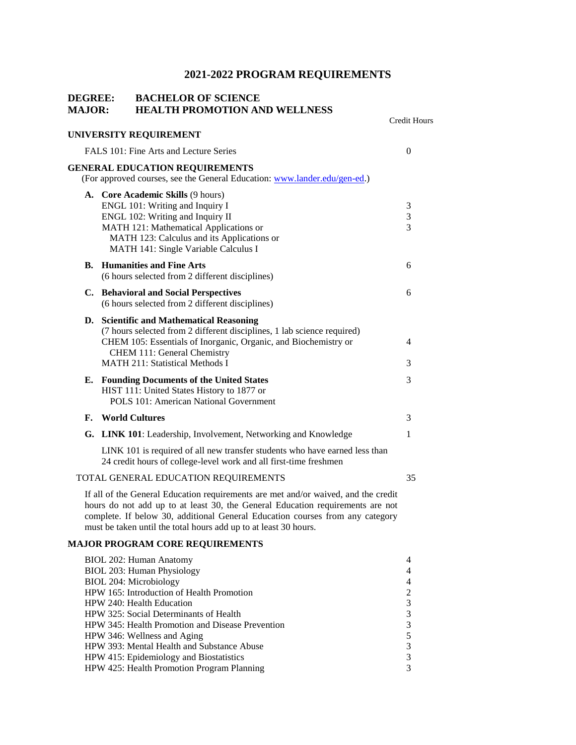# 2021-2022 PROGRAM REQUIREMENTS

## DEGREE: BACHELOR OF SCIENCE
## MAJOR: HEALTH PROMOTION AND WELLNESS

| | Credit Hours |
|---|---|
| **UNIVERSITY REQUIREMENT** | |
| FALS 101: Fine Arts and Lecture Series | 0 |
| **GENERAL EDUCATION REQUIREMENTS** (For approved courses, see the General Education: [www.lander.edu/gen-ed](www.lander.edu/gen-ed).) | |
| **A. Core Academic Skills** (9 hours) | |
| ENGL 101: Writing and Inquiry I | 3 |
| ENGL 102: Writing and Inquiry II | 3 |
| MATH 121: Mathematical Applications or MATH 123: Calculus and its Applications or MATH 141: Single Variable Calculus I | 3 |
| **B. Humanities and Fine Arts** (6 hours selected from 2 different disciplines) | 6 |
| **C. Behavioral and Social Perspectives** (6 hours selected from 2 different disciplines) | 6 |
| **D. Scientific and Mathematical Reasoning** (7 hours selected from 2 different disciplines, 1 lab science required) | |
| CHEM 105: Essentials of Inorganic, Organic, and Biochemistry or CHEM 111: General Chemistry | 4 |
| MATH 211: Statistical Methods I | 3 |
| **E. Founding Documents of the United States** HIST 111: United States History to 1877 or POLS 101: American National Government | 3 |
| **F. World Cultures** | 3 |
| **G. LINK 101**: Leadership, Involvement, Networking and Knowledge | 1 |
| LINK 101 is required of all new transfer students who have earned less than 24 credit hours of college-level work and all first-time freshmen | |
| TOTAL GENERAL EDUCATION REQUIREMENTS | 35 |

If all of the General Education requirements are met and/or waived, and the credit hours do not add up to at least 30, the General Education requirements are not complete. If below 30, additional General Education courses from any category must be taken until the total hours add up to at least 30 hours.

### MAJOR PROGRAM CORE REQUIREMENTS

| | |
|---|---|
| BIOL 202: Human Anatomy | 4 |
| BIOL 203: Human Physiology | 4 |
| BIOL 204: Microbiology | 4 |
| HPW 165: Introduction of Health Promotion | 2 |
| HPW 240: Health Education | 3 |
| HPW 325: Social Determinants of Health | 3 |
| HPW 345: Health Promotion and Disease Prevention | 3 |
| HPW 346: Wellness and Aging | 5 |
| HPW 393: Mental Health and Substance Abuse | 3 |
| HPW 415: Epidemiology and Biostatistics | 3 |
| HPW 425: Health Promotion Program Planning | 3 |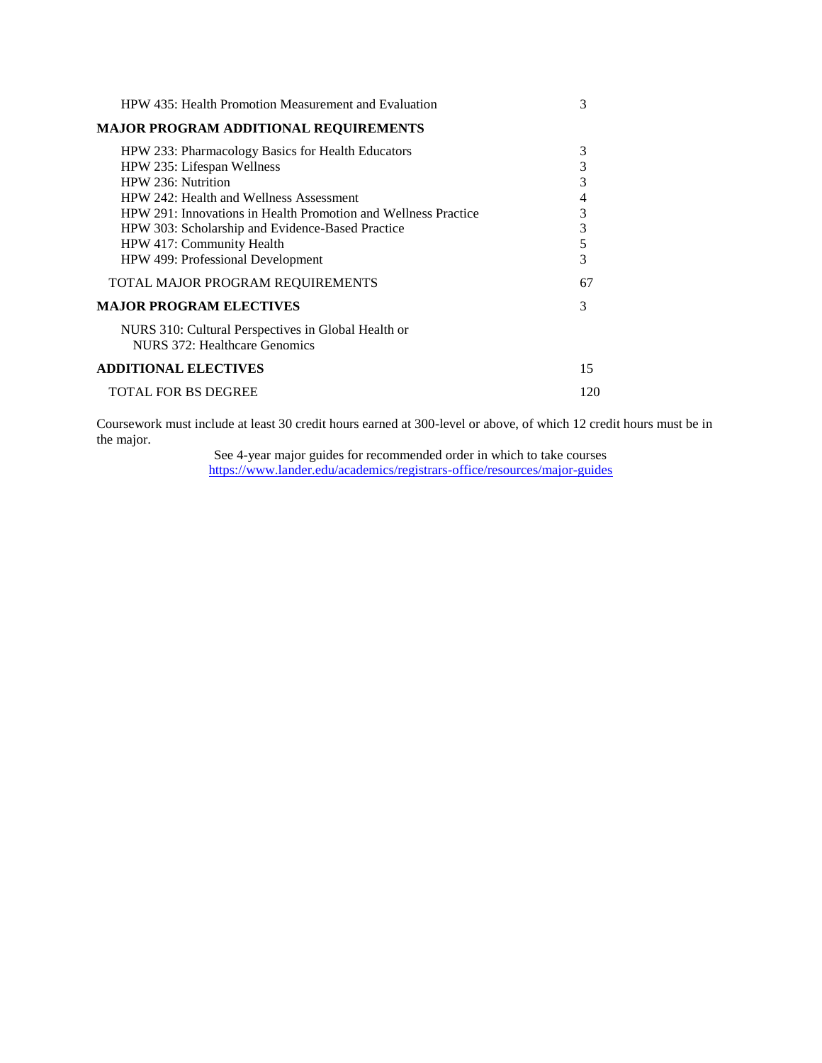| | |
|---|---|
| HPW 435: Health Promotion Measurement and Evaluation | 3 |
| **MAJOR PROGRAM ADDITIONAL REQUIREMENTS** | |
| HPW 233: Pharmacology Basics for Health Educators | 3 |
| HPW 235: Lifespan Wellness | 3 |
| HPW 236: Nutrition | 3 |
| HPW 242: Health and Wellness Assessment | 4 |
| HPW 291: Innovations in Health Promotion and Wellness Practice | 3 |
| HPW 303: Scholarship and Evidence-Based Practice | 3 |
| HPW 417: Community Health | 5 |
| HPW 499: Professional Development | 3 |
| TOTAL MAJOR PROGRAM REQUIREMENTS | 67 |
| **MAJOR PROGRAM ELECTIVES** | 3 |
| NURS 310: Cultural Perspectives in Global Health or NURS 372: Healthcare Genomics | |
| **ADDITIONAL ELECTIVES** | 15 |
| TOTAL FOR BS DEGREE | 120 |

Coursework must include at least 30 credit hours earned at 300-level or above, of which 12 credit hours must be in the major.

See 4-year major guides for recommended order in which to take courses
https://www.lander.edu/academics/registrars-office/resources/major-guides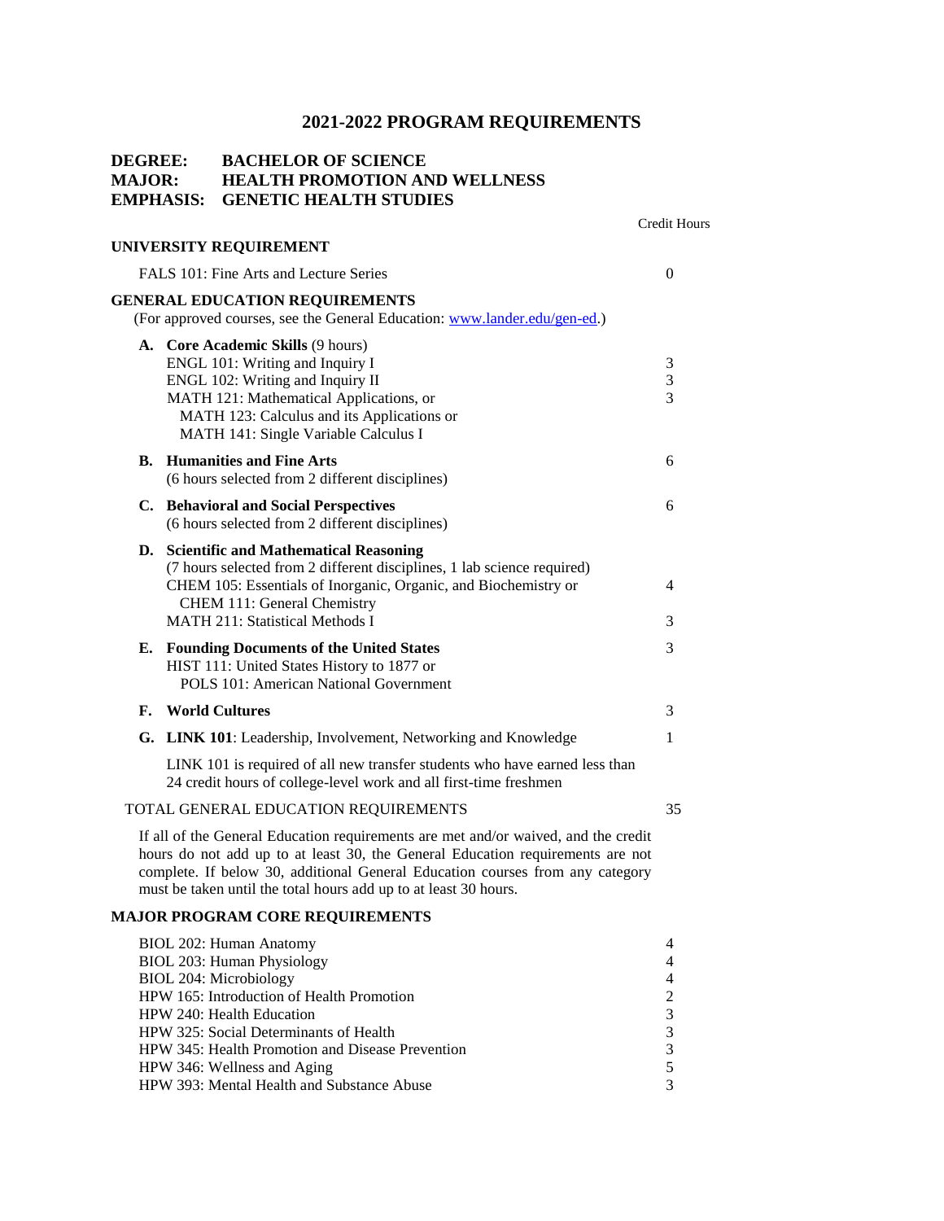# 2021-2022 PROGRAM REQUIREMENTS

**DEGREE: BACHELOR OF SCIENCE**
**MAJOR: HEALTH PROMOTION AND WELLNESS**
**EMPHASIS: GENETIC HEALTH STUDIES**

| | Credit Hours |
|---|---|
| **UNIVERSITY REQUIREMENT** | |
| FALS 101: Fine Arts and Lecture Series | 0 |
| **GENERAL EDUCATION REQUIREMENTS** (For approved courses, see the General Education: [www.lander.edu/gen-ed](www.lander.edu/gen-ed).) | |
| **A. Core Academic Skills** (9 hours) | |
| ENGL 101: Writing and Inquiry I | 3 |
| ENGL 102: Writing and Inquiry II | 3 |
| MATH 121: Mathematical Applications, or MATH 123: Calculus and its Applications or MATH 141: Single Variable Calculus I | 3 |
| **B. Humanities and Fine Arts** (6 hours selected from 2 different disciplines) | 6 |
| **C. Behavioral and Social Perspectives** (6 hours selected from 2 different disciplines) | 6 |
| **D. Scientific and Mathematical Reasoning** (7 hours selected from 2 different disciplines, 1 lab science required) | |
| CHEM 105: Essentials of Inorganic, Organic, and Biochemistry or CHEM 111: General Chemistry | 4 |
| MATH 211: Statistical Methods I | 3 |
| **E. Founding Documents of the United States** HIST 111: United States History to 1877 or POLS 101: American National Government | 3 |
| **F. World Cultures** | 3 |
| **G. LINK 101**: Leadership, Involvement, Networking and Knowledge | 1 |
| LINK 101 is required of all new transfer students who have earned less than 24 credit hours of college-level work and all first-time freshmen | |
| TOTAL GENERAL EDUCATION REQUIREMENTS | 35 |

If all of the General Education requirements are met and/or waived, and the credit hours do not add up to at least 30, the General Education requirements are not complete. If below 30, additional General Education courses from any category must be taken until the total hours add up to at least 30 hours.

| **MAJOR PROGRAM CORE REQUIREMENTS** | |
|---|---|
| BIOL 202: Human Anatomy | 4 |
| BIOL 203: Human Physiology | 4 |
| BIOL 204: Microbiology | 4 |
| HPW 165: Introduction of Health Promotion | 2 |
| HPW 240: Health Education | 3 |
| HPW 325: Social Determinants of Health | 3 |
| HPW 345: Health Promotion and Disease Prevention | 3 |
| HPW 346: Wellness and Aging | 5 |
| HPW 393: Mental Health and Substance Abuse | 3 |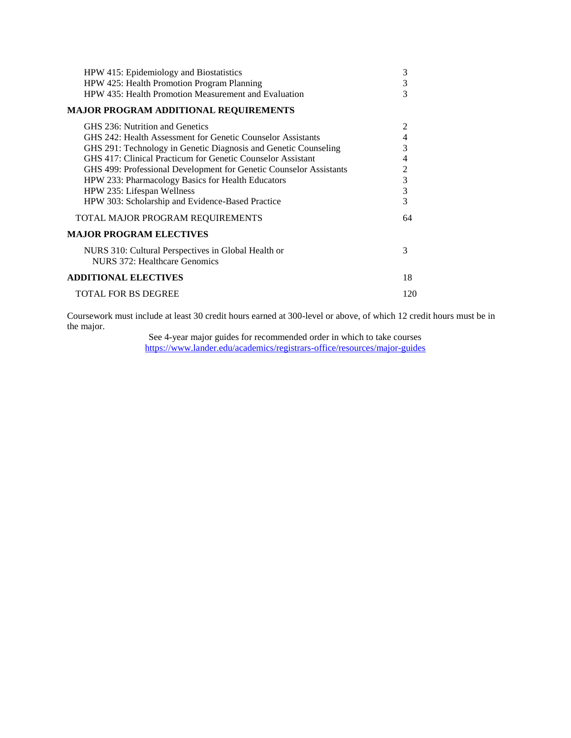| | |
|---|---|
| HPW 415: Epidemiology and Biostatistics | 3 |
| HPW 425: Health Promotion Program Planning | 3 |
| HPW 435: Health Promotion Measurement and Evaluation | 3 |

**MAJOR PROGRAM ADDITIONAL REQUIREMENTS**

| | |
|---|---|
| GHS 236: Nutrition and Genetics | 2 |
| GHS 242: Health Assessment for Genetic Counselor Assistants | 4 |
| GHS 291: Technology in Genetic Diagnosis and Genetic Counseling | 3 |
| GHS 417: Clinical Practicum for Genetic Counselor Assistant | 4 |
| GHS 499: Professional Development for Genetic Counselor Assistants | 2 |
| HPW 233: Pharmacology Basics for Health Educators | 3 |
| HPW 235: Lifespan Wellness | 3 |
| HPW 303: Scholarship and Evidence-Based Practice | 3 |
| TOTAL MAJOR PROGRAM REQUIREMENTS | 64 |

**MAJOR PROGRAM ELECTIVES**

| | |
|---|---|
| NURS 310: Cultural Perspectives in Global Health or NURS 372: Healthcare Genomics | 3 |

| | |
|---|---|
| **ADDITIONAL ELECTIVES** | 18 |
| TOTAL FOR BS DEGREE | 120 |

Coursework must include at least 30 credit hours earned at 300-level or above, of which 12 credit hours must be in the major.

See 4-year major guides for recommended order in which to take courses
https://www.lander.edu/academics/registrars-office/resources/major-guides